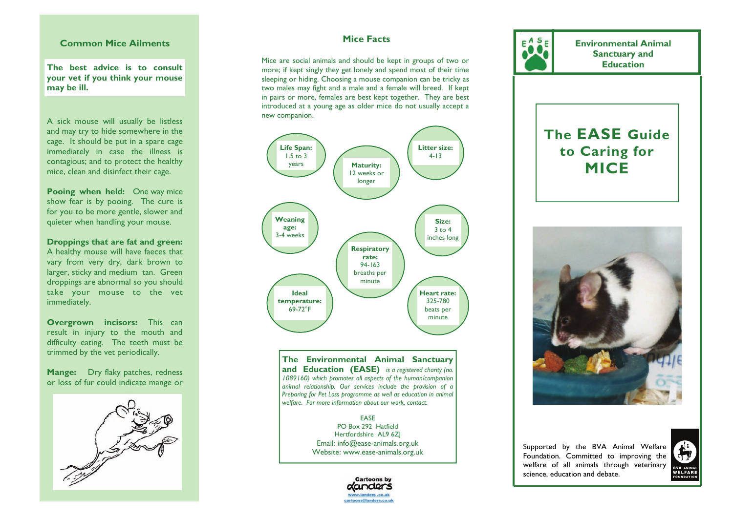## Common Mice Ailments

**The best advice is to consult your vet if you think your mouse may be ill.**

A sick mouse will usually be listless and may try to hide somewhere in the cage. It should be put in a spare cage immediately in case the illness is contagious; and to protect the healthy mice, clean and disinfect their cage.

**Pooing when held:** One way mice show fear is by pooing. The cure is for you to be more gentle, slower and quieter when handling your mouse.

**Droppings that are fat and green:** A healthy mouse will have faeces that vary from very dry, dark brown to larger, sticky and medium tan. Green droppings are abnormal so you should take your mouse to the vet immediately.

**Overgrown incisors:** This can result in injury to the mouth and difficulty eating. The teeth must be trimmed by the vet periodically.

**Mange:** Dry flaky patches, redness or loss of fur could indicate mange or

## Mice Facts

Mice are social animals and should be kept in groups of two or more; if kept singly they get lonely and spend most of their time sleeping or hiding. Choosing a mouse companion can be tricky as two males may fight and a male and a female will breed. If kept in pairs or more, females are best kept together. They are best introduced at a young age as older mice do not usually accept a new companion.

- **Life Span:** 1.5 to 3 years
- **Maturity:** 12 weeks or longer
- **Litter size:** 4-13
- **Weaning age:** 3-4 weeks
- **Size:** 3 to 4 inches long
- **Respiratory rate:** 94-163 breaths per minute
- **Ideal temperature:** 69-72°F
- **Heart rate:** 325-780 beats per minute

**The Environmental Animal Sanctuary and Education (EASE)** *is a registered charity (no. 1089160) which promotes all aspects of the human/companion animal relationship. Our services include the provision of a Preparing for Pet Loss programme as well as education in animal welfare. For more information about our work, contact:*

EASE
PO Box 292 Hatfield
Hertfordshire AL9 6ZJ
Email: info@ease-animals.org.uk
Website: www.ease-animals.org.uk

Cartoons by Landers
www.landers.co.uk
cartoons@landers.co.uk

**Environmental Animal Sanctuary and Education**

# The EASE Guide to Caring for MICE

Supported by the BVA Animal Welfare Foundation. Committed to improving the welfare of all animals through veterinary science, education and debate.

BVA ANIMAL WELFARE FOUNDATION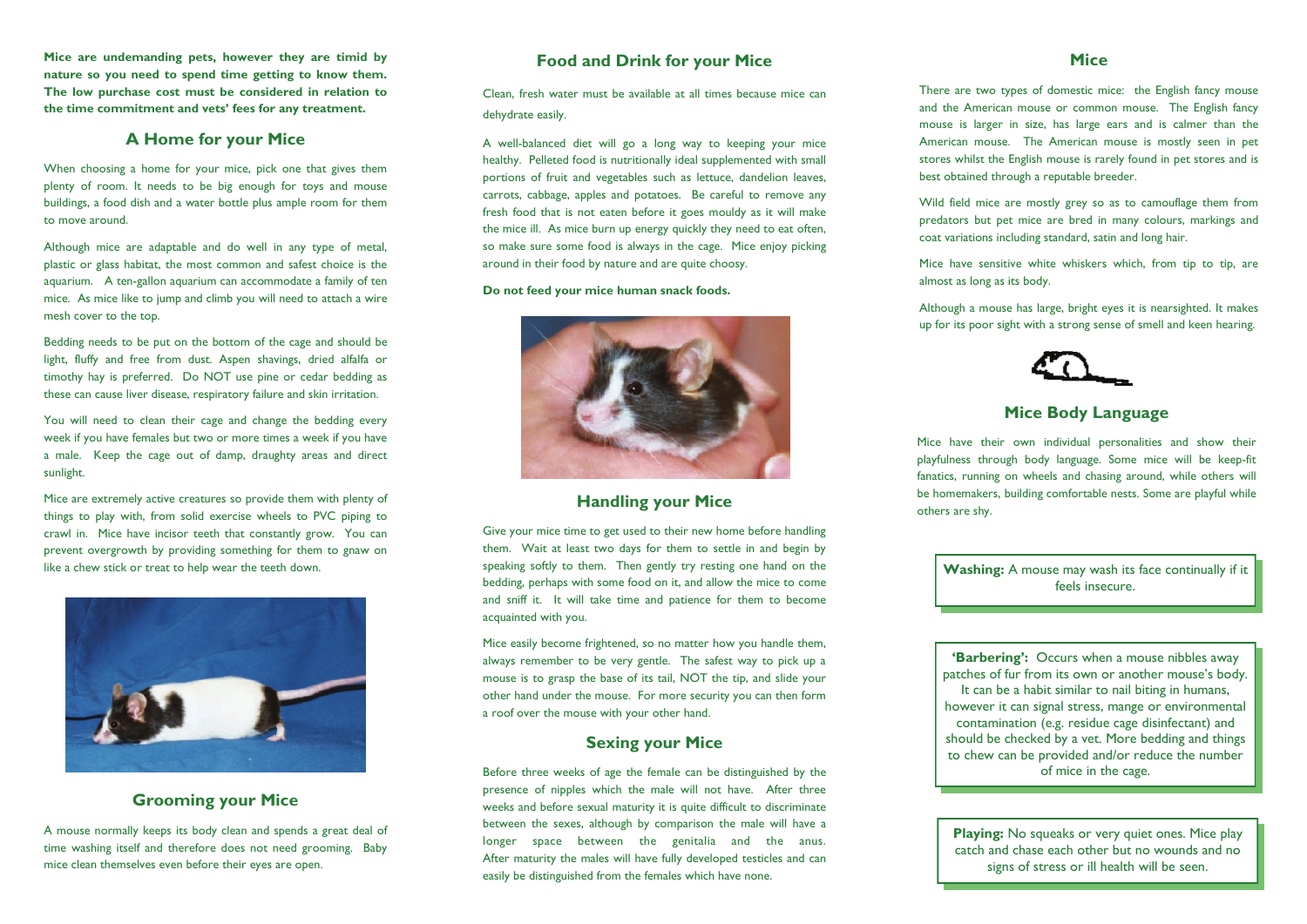**Mice are undemanding pets, however they are timid by nature so you need to spend time getting to know them. The low purchase cost must be considered in relation to the time commitment and vets' fees for any treatment.**

## A Home for your Mice

When choosing a home for your mice, pick one that gives them plenty of room. It needs to be big enough for toys and mouse buildings, a food dish and a water bottle plus ample room for them to move around.

Although mice are adaptable and do well in any type of metal, plastic or glass habitat, the most common and safest choice is the aquarium. A ten-gallon aquarium can accommodate a family of ten mice. As mice like to jump and climb you will need to attach a wire mesh cover to the top.

Bedding needs to be put on the bottom of the cage and should be light, fluffy and free from dust. Aspen shavings, dried alfalfa or timothy hay is preferred. Do NOT use pine or cedar bedding as these can cause liver disease, respiratory failure and skin irritation.

You will need to clean their cage and change the bedding every week if you have females but two or more times a week if you have a male. Keep the cage out of damp, draughty areas and direct sunlight.

Mice are extremely active creatures so provide them with plenty of things to play with, from solid exercise wheels to PVC piping to crawl in. Mice have incisor teeth that constantly grow. You can prevent overgrowth by providing something for them to gnaw on like a chew stick or treat to help wear the teeth down.

## Grooming your Mice

A mouse normally keeps its body clean and spends a great deal of time washing itself and therefore does not need grooming. Baby mice clean themselves even before their eyes are open.

## Food and Drink for your Mice

Clean, fresh water must be available at all times because mice can dehydrate easily.

A well-balanced diet will go a long way to keeping your mice healthy. Pelleted food is nutritionally ideal supplemented with small portions of fruit and vegetables such as lettuce, dandelion leaves, carrots, cabbage, apples and potatoes. Be careful to remove any fresh food that is not eaten before it goes mouldy as it will make the mice ill. As mice burn up energy quickly they need to eat often, so make sure some food is always in the cage. Mice enjoy picking around in their food by nature and are quite choosy.

**Do not feed your mice human snack foods.**

## Handling your Mice

Give your mice time to get used to their new home before handling them. Wait at least two days for them to settle in and begin by speaking softly to them. Then gently try resting one hand on the bedding, perhaps with some food on it, and allow the mice to come and sniff it. It will take time and patience for them to become acquainted with you.

Mice easily become frightened, so no matter how you handle them, always remember to be very gentle. The safest way to pick up a mouse is to grasp the base of its tail, NOT the tip, and slide your other hand under the mouse. For more security you can then form a roof over the mouse with your other hand.

## Sexing your Mice

Before three weeks of age the female can be distinguished by the presence of nipples which the male will not have. After three weeks and before sexual maturity it is quite difficult to discriminate between the sexes, although by comparison the male will have a longer space between the genitalia and the anus. After maturity the males will have fully developed testicles and can easily be distinguished from the females which have none.

## Mice

There are two types of domestic mice: the English fancy mouse and the American mouse or common mouse. The English fancy mouse is larger in size, has large ears and is calmer than the American mouse. The American mouse is mostly seen in pet stores whilst the English mouse is rarely found in pet stores and is best obtained through a reputable breeder.

Wild field mice are mostly grey so as to camouflage them from predators but pet mice are bred in many colours, markings and coat variations including standard, satin and long hair.

Mice have sensitive white whiskers which, from tip to tip, are almost as long as its body.

Although a mouse has large, bright eyes it is nearsighted. It makes up for its poor sight with a strong sense of smell and keen hearing.

## Mice Body Language

Mice have their own individual personalities and show their playfulness through body language. Some mice will be keep-fit fanatics, running on wheels and chasing around, while others will be homemakers, building comfortable nests. Some are playful while others are shy.

**Washing:** A mouse may wash its face continually if it feels insecure.

**'Barbering':** Occurs when a mouse nibbles away patches of fur from its own or another mouse's body. It can be a habit similar to nail biting in humans, however it can signal stress, mange or environmental contamination (e.g. residue cage disinfectant) and should be checked by a vet. More bedding and things to chew can be provided and/or reduce the number of mice in the cage.

**Playing:** No squeaks or very quiet ones. Mice play catch and chase each other but no wounds and no signs of stress or ill health will be seen.